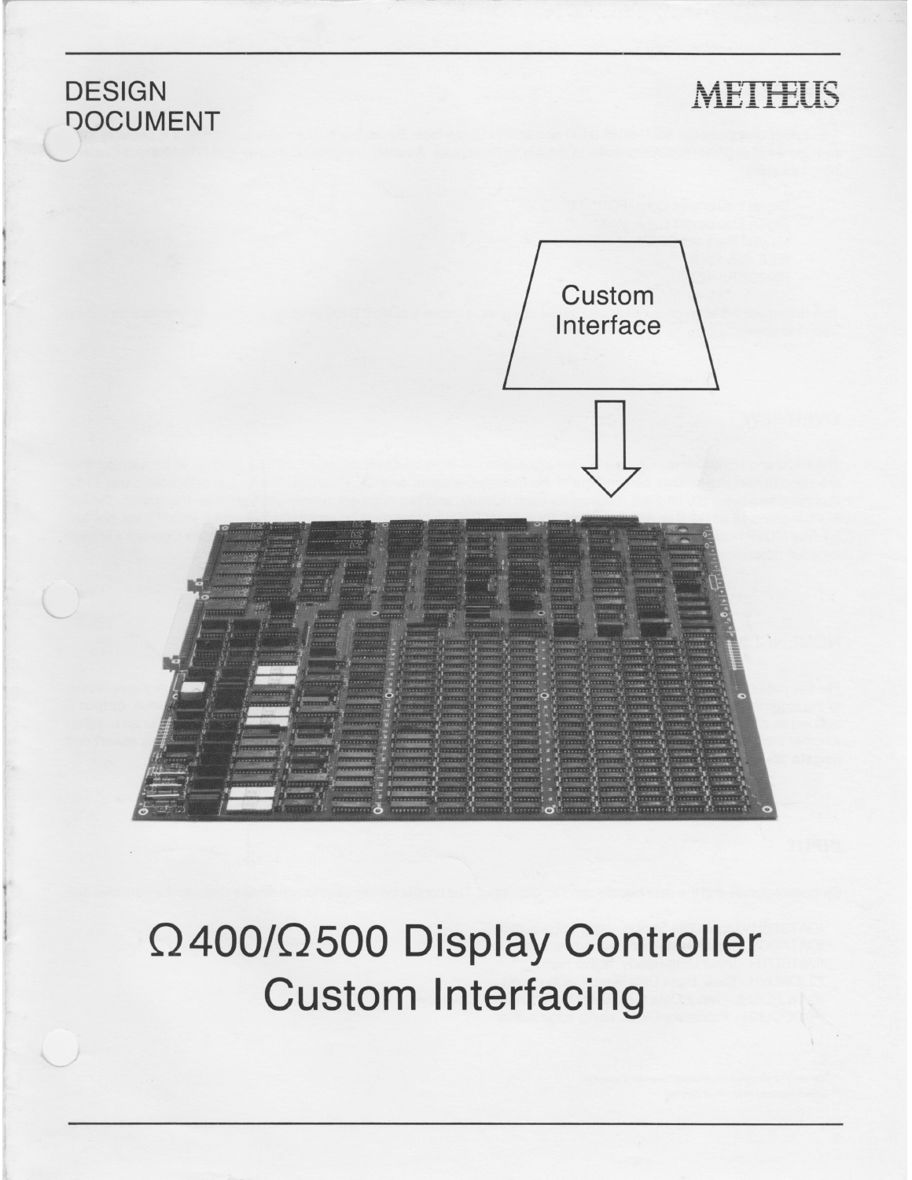DESIGN DOCUMENT

METHEUS

Custom Interface

# Ω400/Ω500 Display Controller Custom Interfacing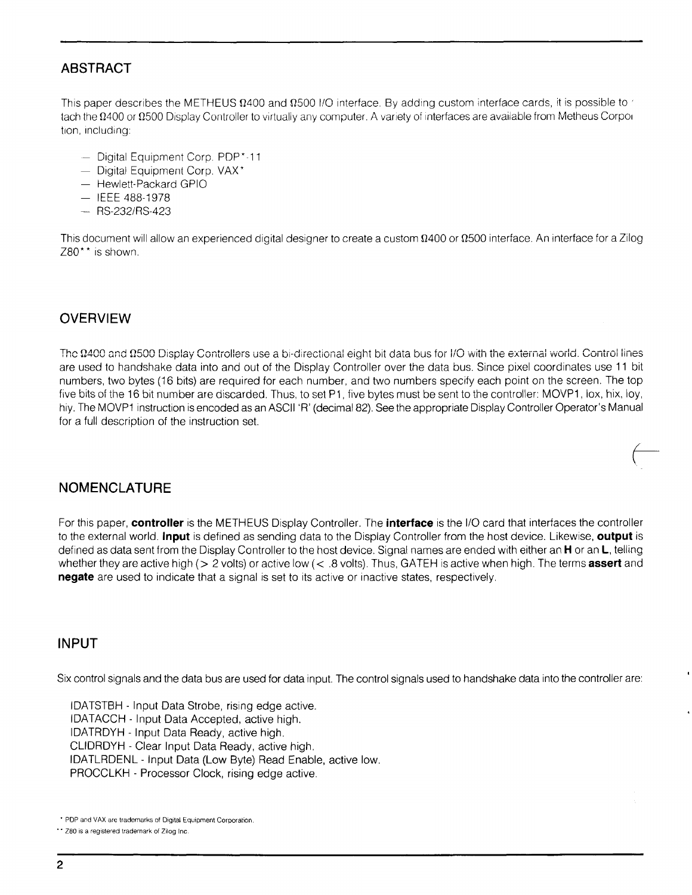## ABSTRACT

This paper describes the METHEUS Ω400 and Ω500 I/O interface. By adding custom interface cards, it is possible to attach the Ω400 or Ω500 Display Controller to virtually any computer. A variety of interfaces are available from Metheus Corporation, including:

- Digital Equipment Corp. PDP*-11
- Digital Equipment Corp. VAX*
- Hewlett-Packard GPIO
- IEEE 488-1978
- RS-232/RS-423

This document will allow an experienced digital designer to create a custom Ω400 or Ω500 interface. An interface for a Zilog Z80** is shown.

## OVERVIEW

The Ω400 and Ω500 Display Controllers use a bi-directional eight bit data bus for I/O with the external world. Control lines are used to handshake data into and out of the Display Controller over the data bus. Since pixel coordinates use 11 bit numbers, two bytes (16 bits) are required for each number, and two numbers specify each point on the screen. The top five bits of the 16 bit number are discarded. Thus, to set P1, five bytes must be sent to the controller: MOVP1, lox, hix, loy, hiy. The MOVP1 instruction is encoded as an ASCII 'R' (decimal 82). See the appropriate Display Controller Operator's Manual for a full description of the instruction set.

## NOMENCLATURE

For this paper, **controller** is the METHEUS Display Controller. The **interface** is the I/O card that interfaces the controller to the external world. **Input** is defined as sending data to the Display Controller from the host device. Likewise, **output** is defined as data sent from the Display Controller to the host device. Signal names are ended with either an **H** or an **L**, telling whether they are active high (> 2 volts) or active low (< .8 volts). Thus, GATEH is active when high. The terms **assert** and **negate** are used to indicate that a signal is set to its active or inactive states, respectively.

## INPUT

Six control signals and the data bus are used for data input. The control signals used to handshake data into the controller are:

IDATSTBH - Input Data Strobe, rising edge active.
IDATACCH - Input Data Accepted, active high.
IDATRDYH - Input Data Ready, active high.
CLIDRDYH - Clear Input Data Ready, active high.
IDATLRDENL - Input Data (Low Byte) Read Enable, active low.
PROCCLKH - Processor Clock, rising edge active.

\* PDP and VAX are trademarks of Digital Equipment Corporation.

\*\* Z80 is a registered trademark of Zilog Inc.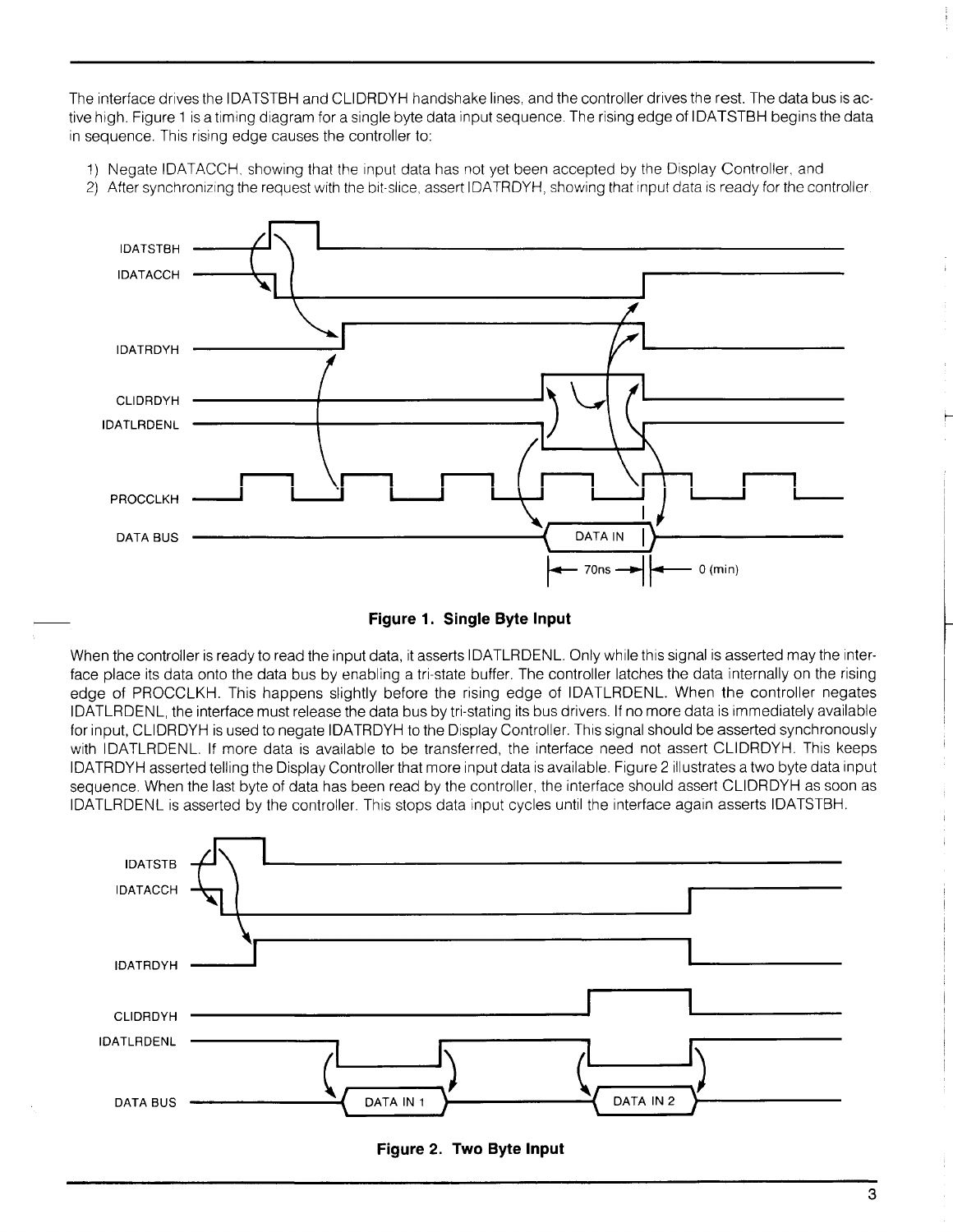The interface drives the IDATSTBH and CLIDRDYH handshake lines, and the controller drives the rest. The data bus is active high. Figure 1 is a timing diagram for a single byte data input sequence. The rising edge of IDATSTBH begins the data in sequence. This rising edge causes the controller to:

1) Negate IDATACCH, showing that the input data has not yet been accepted by the Display Controller, and
2) After synchronizing the request with the bit-slice, assert IDATRDYH, showing that input data is ready for the controller.

**Figure 1. Single Byte Input**

When the controller is ready to read the input data, it asserts IDATLRDENL. Only while this signal is asserted may the interface place its data onto the data bus by enabling a tri-state buffer. The controller latches the data internally on the rising edge of PROCCLKH. This happens slightly before the rising edge of IDATLRDENL. When the controller negates IDATLRDENL, the interface must release the data bus by tri-stating its bus drivers. If no more data is immediately available for input, CLIDRDYH is used to negate IDATRDYH to the Display Controller. This signal should be asserted synchronously with IDATLRDENL. If more data is available to be transferred, the interface need not assert CLIDRDYH. This keeps IDATRDYH asserted telling the Display Controller that more input data is available. Figure 2 illustrates a two byte data input sequence. When the last byte of data has been read by the controller, the interface should assert CLIDRDYH as soon as IDATLRDENL is asserted by the controller. This stops data input cycles until the interface again asserts IDATSTBH.

**Figure 2. Two Byte Input**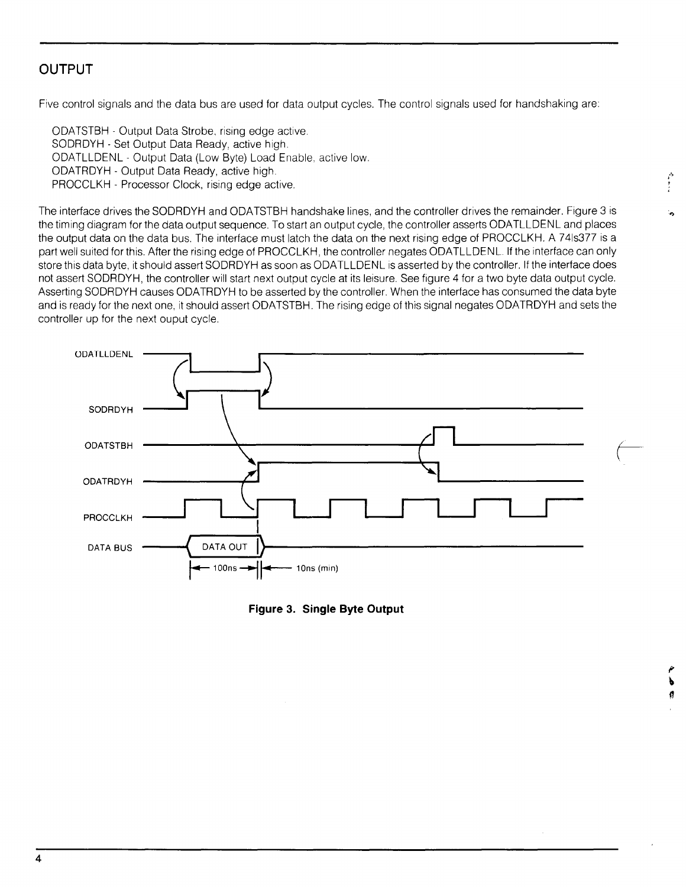## OUTPUT

Five control signals and the data bus are used for data output cycles. The control signals used for handshaking are:

- ODATSTBH - Output Data Strobe, rising edge active.
- SODRDYH - Set Output Data Ready, active high.
- ODATLLDENL - Output Data (Low Byte) Load Enable, active low.
- ODATRDYH - Output Data Ready, active high.
- PROCCLKH - Processor Clock, rising edge active.

The interface drives the SODRDYH and ODATSTBH handshake lines, and the controller drives the remainder. Figure 3 is the timing diagram for the data output sequence. To start an output cycle, the controller asserts ODATLLDENL and places the output data on the data bus. The interface must latch the data on the next rising edge of PROCCLKH. A 74ls377 is a part well suited for this. After the rising edge of PROCCLKH, the controller negates ODATLLDENL. If the interface can only store this data byte, it should assert SODRDYH as soon as ODATLLDENL is asserted by the controller. If the interface does not assert SODRDYH, the controller will start next output cycle at its leisure. See figure 4 for a two byte data output cycle. Asserting SODRDYH causes ODATRDYH to be asserted by the controller. When the interface has consumed the data byte and is ready for the next one, it should assert ODATSTBH. The rising edge of this signal negates ODATRDYH and sets the controller up for the next ouput cycle.

ODATLLDENL

SODRDYH

ODATSTBH

ODATRDYH

PROCCLKH

DATA BUS — DATA OUT

100ns — 10ns (min)

**Figure 3. Single Byte Output**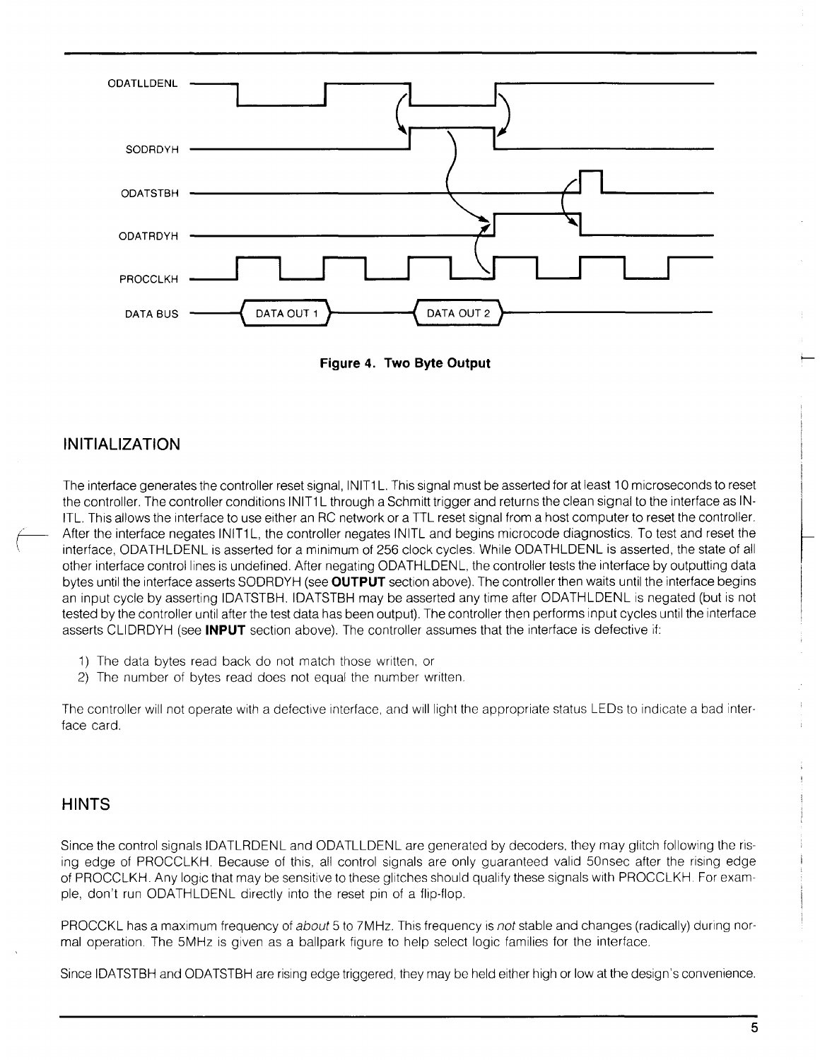ODATLLDENL

SODRDYH

ODATSTBH

ODATRDYH

PROCCLKH

DATA BUS — DATA OUT 1 — DATA OUT 2

**Figure 4. Two Byte Output**

## INITIALIZATION

The interface generates the controller reset signal, INIT1L. This signal must be asserted for at least 10 microseconds to reset the controller. The controller conditions INIT1L through a Schmitt trigger and returns the clean signal to the interface as INITL. This allows the interface to use either an RC network or a TTL reset signal from a host computer to reset the controller. After the interface negates INIT1L, the controller negates INITL and begins microcode diagnostics. To test and reset the interface, ODATHLDENL is asserted for a minimum of 256 clock cycles. While ODATHLDENL is asserted, the state of all other interface control lines is undefined. After negating ODATHLDENL, the controller tests the interface by outputting data bytes until the interface asserts SODRDYH (see **OUTPUT** section above). The controller then waits until the interface begins an input cycle by asserting IDATSTBH. IDATSTBH may be asserted any time after ODATHLDENL is negated (but is not tested by the controller until after the test data has been output). The controller then performs input cycles until the interface asserts CLIDRDYH (see **INPUT** section above). The controller assumes that the interface is defective if:

1) The data bytes read back do not match those written, or
2) The number of bytes read does not equal the number written.

The controller will not operate with a defective interface, and will light the appropriate status LEDs to indicate a bad interface card.

## HINTS

Since the control signals IDATLRDENL and ODATLLDENL are generated by decoders, they may glitch following the rising edge of PROCCLKH. Because of this, all control signals are only guaranteed valid 50nsec after the rising edge of PROCCLKH. Any logic that may be sensitive to these glitches should qualify these signals with PROCCLKH. For example, don't run ODATHLDENL directly into the reset pin of a flip-flop.

PROCCKL has a maximum frequency of *about* 5 to 7MHz. This frequency is *not* stable and changes (radically) during normal operation. The 5MHz is given as a ballpark figure to help select logic families for the interface.

Since IDATSTBH and ODATSTBH are rising edge triggered, they may be held either high or low at the design's convenience.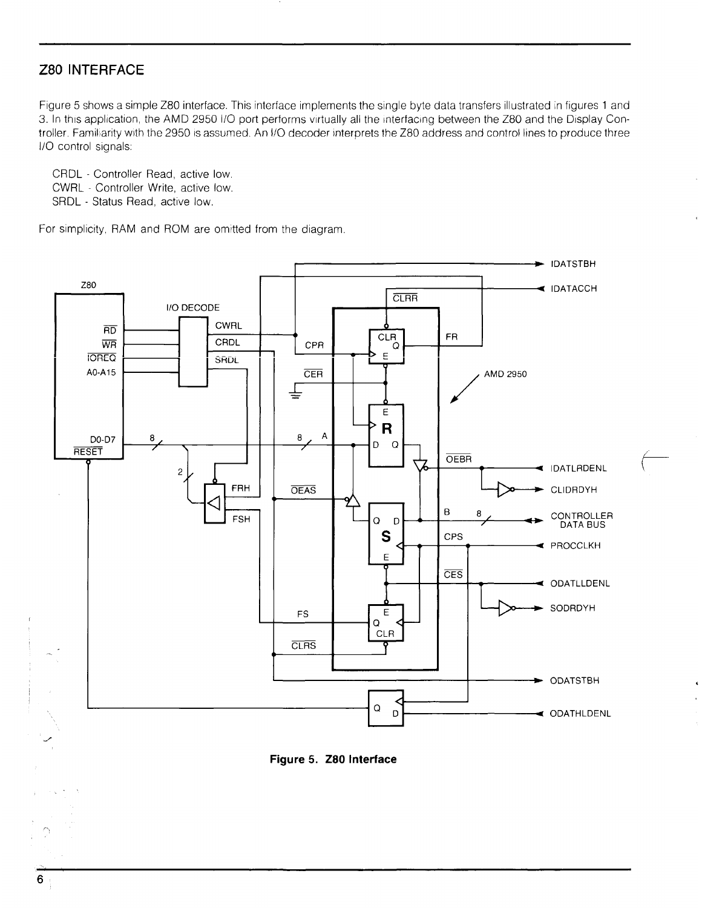## Z80 INTERFACE

Figure 5 shows a simple Z80 interface. This interface implements the single byte data transfers illustrated in figures 1 and 3. In this application, the AMD 2950 I/O port performs virtually all the interfacing between the Z80 and the Display Controller. Familiarity with the 2950 is assumed. An I/O decoder interprets the Z80 address and control lines to produce three I/O control signals:

CRDL - Controller Read, active low.
CWRL - Controller Write, active low.
SRDL - Status Read, active low.

For simplicity, RAM and ROM are omitted from the diagram.

**Figure 5. Z80 Interface**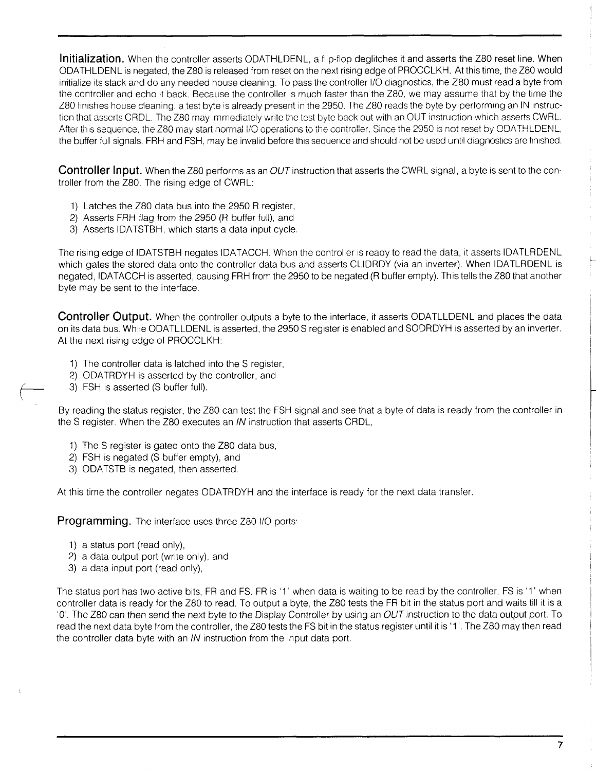**Initialization.** When the controller asserts ODATHLDENL, a flip-flop deglitches it and asserts the Z80 reset line. When ODATHLDENL is negated, the Z80 is released from reset on the next rising edge of PROCCLKH. At this time, the Z80 would initialize its stack and do any needed house cleaning. To pass the controller I/O diagnostics, the Z80 must read a byte from the controller and echo it back. Because the controller is much faster than the Z80, we may assume that by the time the Z80 finishes house cleaning, a test byte is already present in the 2950. The Z80 reads the byte by performing an IN instruction that asserts CRDL. The Z80 may immediately write the test byte back out with an OUT instruction which asserts CWRL. After this sequence, the Z80 may start normal I/O operations to the controller. Since the 2950 is not reset by ODATHLDENL, the buffer full signals, FRH and FSH, may be invalid before this sequence and should not be used until diagnostics are finished.

**Controller Input.** When the Z80 performs as an *OUT* instruction that asserts the CWRL signal, a byte is sent to the controller from the Z80. The rising edge of CWRL:

1) Latches the Z80 data bus into the 2950 R register,
2) Asserts FRH flag from the 2950 (R buffer full), and
3) Asserts IDATSTBH, which starts a data input cycle.

The rising edge of IDATSTBH negates IDATACCH. When the controller is ready to read the data, it asserts IDATLRDENL which gates the stored data onto the controller data bus and asserts CLIDRDY (via an inverter). When IDATLRDENL is negated, IDATACCH is asserted, causing FRH from the 2950 to be negated (R buffer empty). This tells the Z80 that another byte may be sent to the interface.

**Controller Output.** When the controller outputs a byte to the interface, it asserts ODATLLDENL and places the data on its data bus. While ODATLLDENL is asserted, the 2950 S register is enabled and SODRDYH is asserted by an inverter. At the next rising edge of PROCCLKH:

1) The controller data is latched into the S register,
2) ODATRDYH is asserted by the controller, and
3) FSH is asserted (S buffer full).

By reading the status register, the Z80 can test the FSH signal and see that a byte of data is ready from the controller in the S register. When the Z80 executes an *IN* instruction that asserts CRDL,

1) The S register is gated onto the Z80 data bus,
2) FSH is negated (S buffer empty), and
3) ODATSTB is negated, then asserted.

At this time the controller negates ODATRDYH and the interface is ready for the next data transfer.

**Programming.** The interface uses three Z80 I/O ports:

1) a status port (read only),
2) a data output port (write only), and
3) a data input port (read only),

The status port has two active bits, FR and FS. FR is '1' when data is waiting to be read by the controller. FS is '1' when controller data is ready for the Z80 to read. To output a byte, the Z80 tests the FR bit in the status port and waits till it is a '0'. The Z80 can then send the next byte to the Display Controller by using an *OUT* instruction to the data output port. To read the next data byte from the controller, the Z80 tests the FS bit in the status register until it is '1'. The Z80 may then read the controller data byte with an *IN* instruction from the input data port.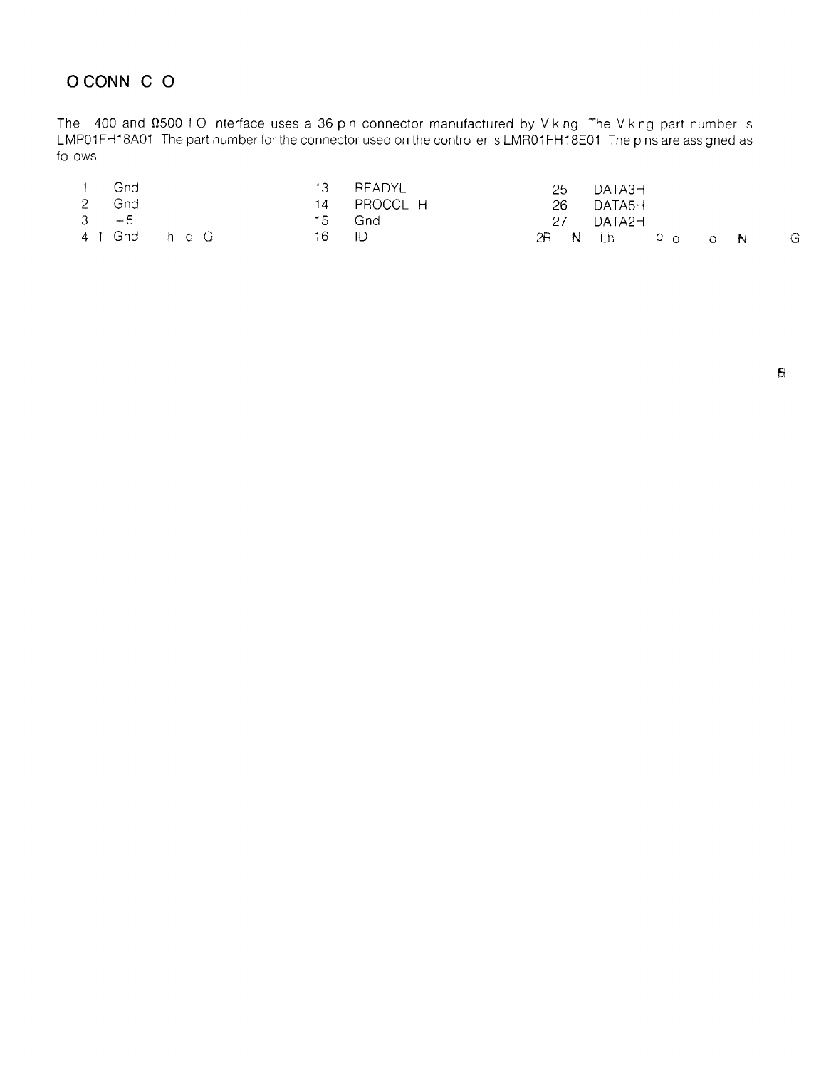## O CONN C O

The 400 and Ω500 I O nterface uses a 36 p n connector manufactured by V k ng The V k ng part number s LMP01FH18A01 The part number for the connector used on the contro er s LMR01FH18E01 The p ns are ass gned as fo ows

| | | | | | |
|---|---|---|---|---|---|
| 1 | Gnd | 13 | READYL | 25 | DATA3H |
| 2 | Gnd | 14 | PROCCL H | 26 | DATA5H |
| 3 | +5 | 15 | Gnd | 27 | DATA2H |
| 4 T | Gnd h o G | 16 | ID | 2R | N Lh p o o N G |